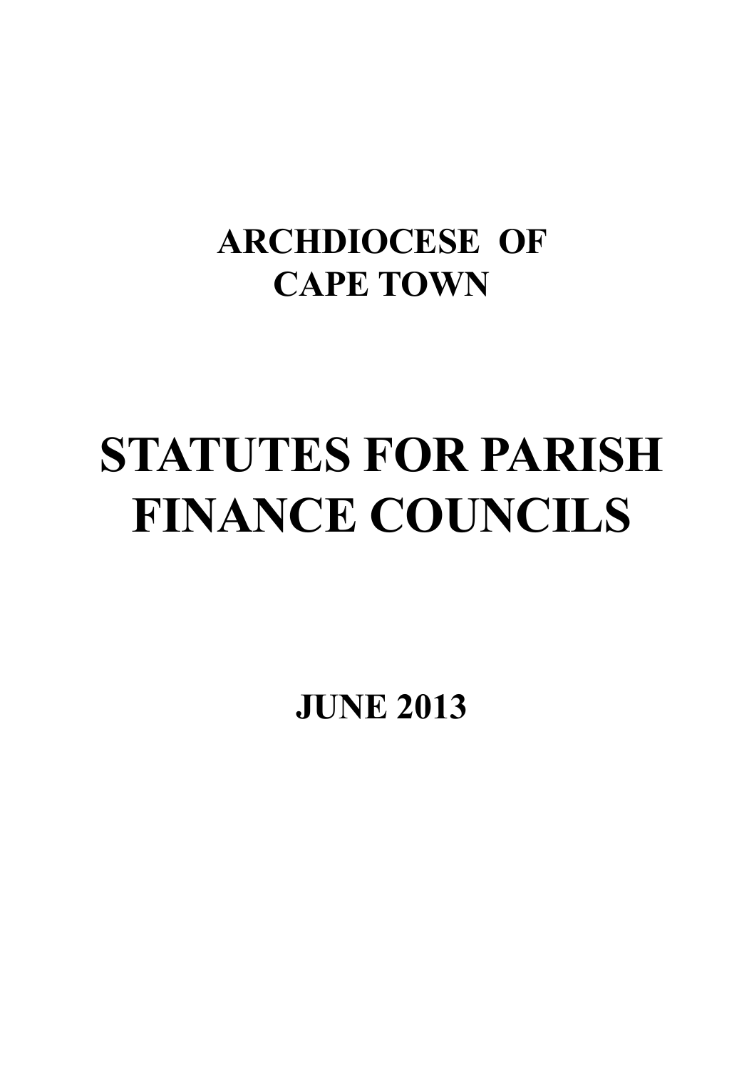## ARCHDIOCESE OF CAPE TOWN

# STATUTES FOR PARISH FINANCE COUNCILS

## JUNE 2013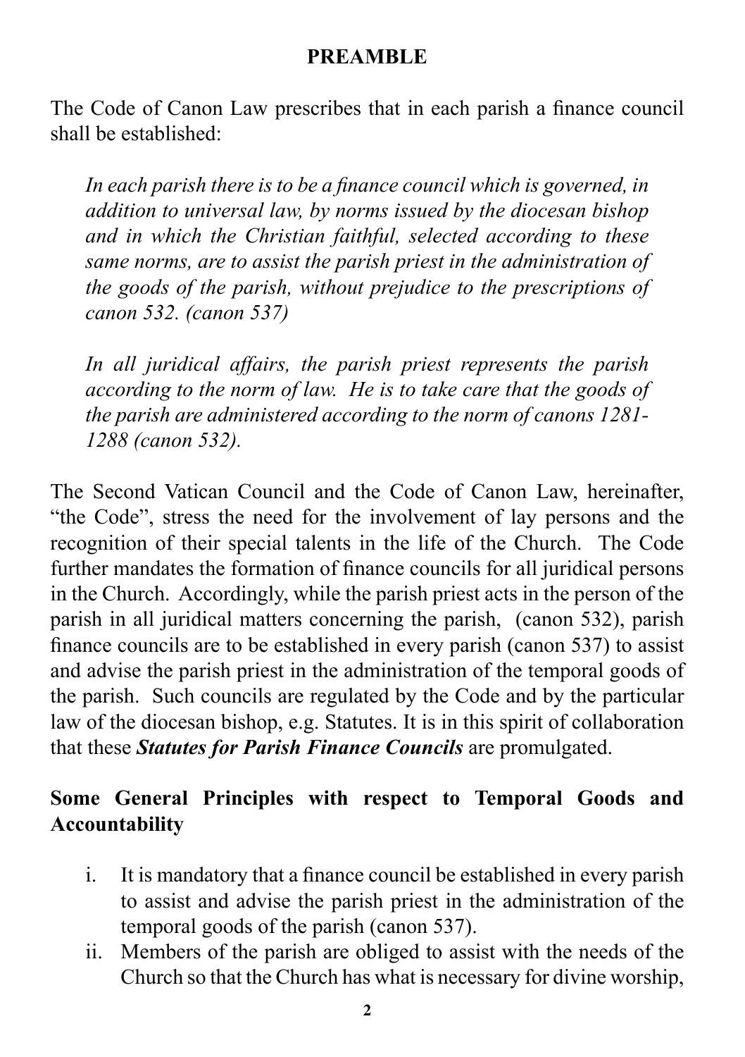## PREAMBLE

The Code of Canon Law prescribes that in each parish a finance council shall be established:

> *In each parish there is to be a finance council which is governed, in addition to universal law, by norms issued by the diocesan bishop and in which the Christian faithful, selected according to these same norms, are to assist the parish priest in the administration of the goods of the parish, without prejudice to the prescriptions of canon 532. (canon 537)*
>
> *In all juridical affairs, the parish priest represents the parish according to the norm of law. He is to take care that the goods of the parish are administered according to the norm of canons 1281-1288 (canon 532).*

The Second Vatican Council and the Code of Canon Law, hereinafter, "the Code", stress the need for the involvement of lay persons and the recognition of their special talents in the life of the Church. The Code further mandates the formation of finance councils for all juridical persons in the Church. Accordingly, while the parish priest acts in the person of the parish in all juridical matters concerning the parish, (canon 532), parish finance councils are to be established in every parish (canon 537) to assist and advise the parish priest in the administration of the temporal goods of the parish. Such councils are regulated by the Code and by the particular law of the diocesan bishop, e.g. Statutes. It is in this spirit of collaboration that these ***Statutes for Parish Finance Councils*** are promulgated.

### Some General Principles with respect to Temporal Goods and Accountability

i. It is mandatory that a finance council be established in every parish to assist and advise the parish priest in the administration of the temporal goods of the parish (canon 537).

ii. Members of the parish are obliged to assist with the needs of the Church so that the Church has what is necessary for divine worship,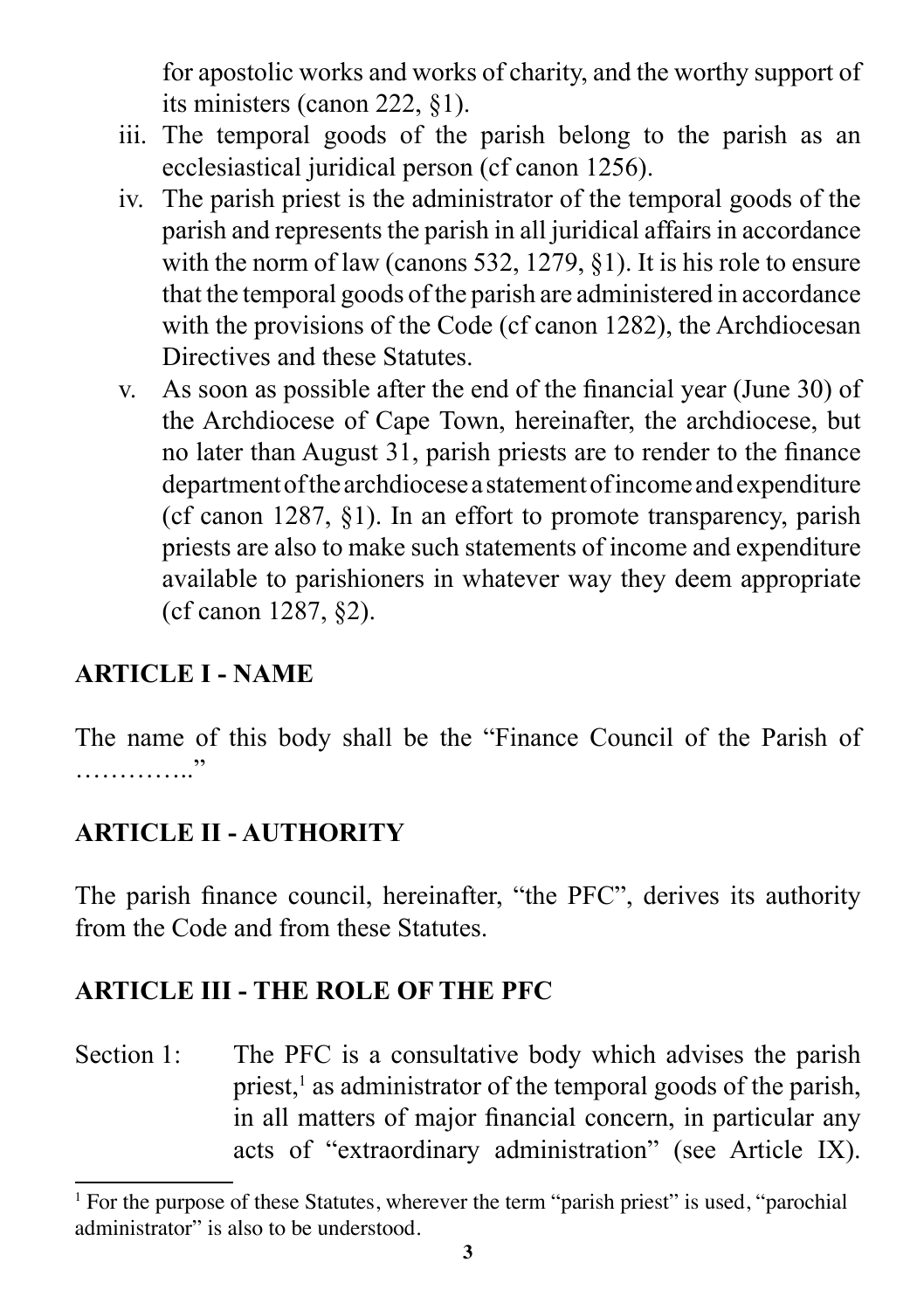for apostolic works and works of charity, and the worthy support of its ministers (canon 222, §1).

iii. The temporal goods of the parish belong to the parish as an ecclesiastical juridical person (cf canon 1256).

iv. The parish priest is the administrator of the temporal goods of the parish and represents the parish in all juridical affairs in accordance with the norm of law (canons 532, 1279, §1). It is his role to ensure that the temporal goods of the parish are administered in accordance with the provisions of the Code (cf canon 1282), the Archdiocesan Directives and these Statutes.

v. As soon as possible after the end of the financial year (June 30) of the Archdiocese of Cape Town, hereinafter, the archdiocese, but no later than August 31, parish priests are to render to the finance department of the archdiocese a statement of income and expenditure (cf canon 1287, §1). In an effort to promote transparency, parish priests are also to make such statements of income and expenditure available to parishioners in whatever way they deem appropriate (cf canon 1287, §2).

## ARTICLE I - NAME

The name of this body shall be the "Finance Council of the Parish of ………….."

## ARTICLE II - AUTHORITY

The parish finance council, hereinafter, "the PFC", derives its authority from the Code and from these Statutes.

## ARTICLE III - THE ROLE OF THE PFC

Section 1: The PFC is a consultative body which advises the parish priest,[1] as administrator of the temporal goods of the parish, in all matters of major financial concern, in particular any acts of "extraordinary administration" (see Article IX).

[1] For the purpose of these Statutes, wherever the term "parish priest" is used, "parochial administrator" is also to be understood.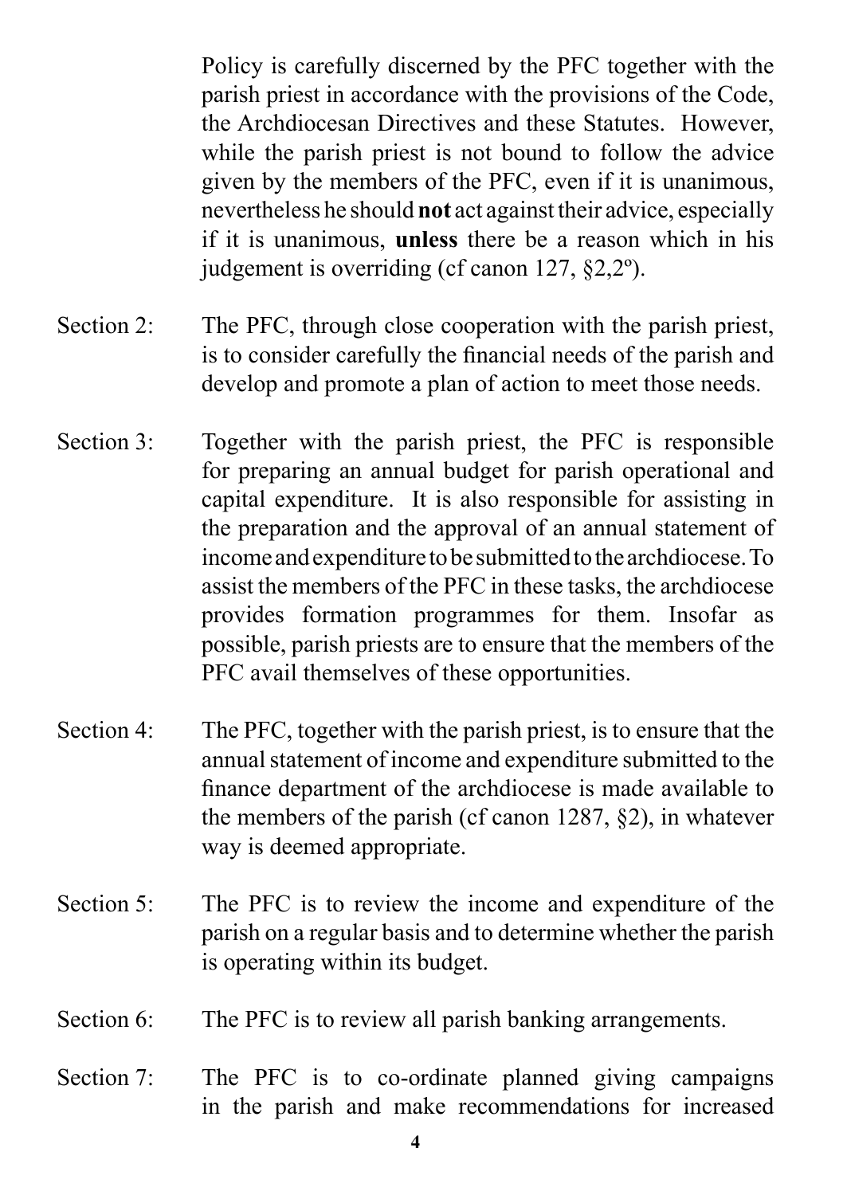Policy is carefully discerned by the PFC together with the parish priest in accordance with the provisions of the Code, the Archdiocesan Directives and these Statutes. However, while the parish priest is not bound to follow the advice given by the members of the PFC, even if it is unanimous, nevertheless he should **not** act against their advice, especially if it is unanimous, **unless** there be a reason which in his judgement is overriding (cf canon 127, §2,2º).

Section 2: The PFC, through close cooperation with the parish priest, is to consider carefully the financial needs of the parish and develop and promote a plan of action to meet those needs.

Section 3: Together with the parish priest, the PFC is responsible for preparing an annual budget for parish operational and capital expenditure. It is also responsible for assisting in the preparation and the approval of an annual statement of income and expenditure to be submitted to the archdiocese. To assist the members of the PFC in these tasks, the archdiocese provides formation programmes for them. Insofar as possible, parish priests are to ensure that the members of the PFC avail themselves of these opportunities.

Section 4: The PFC, together with the parish priest, is to ensure that the annual statement of income and expenditure submitted to the finance department of the archdiocese is made available to the members of the parish (cf canon 1287, §2), in whatever way is deemed appropriate.

Section 5: The PFC is to review the income and expenditure of the parish on a regular basis and to determine whether the parish is operating within its budget.

Section 6: The PFC is to review all parish banking arrangements.

Section 7: The PFC is to co-ordinate planned giving campaigns in the parish and make recommendations for increased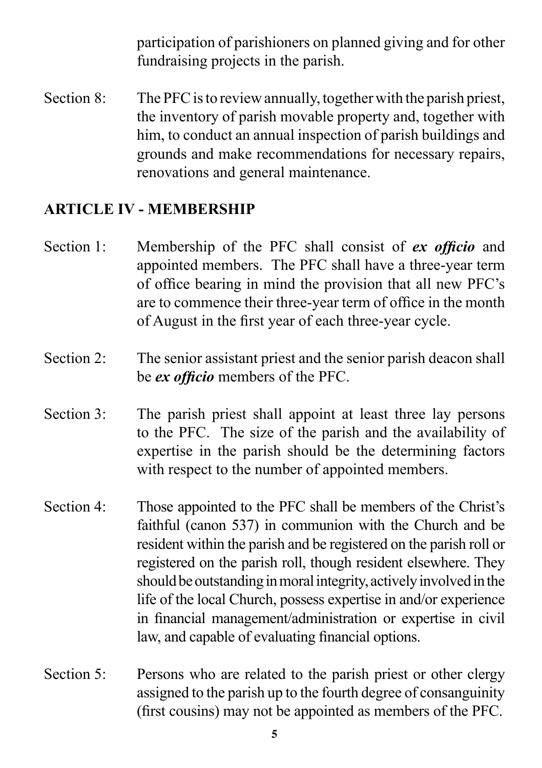participation of parishioners on planned giving and for other fundraising projects in the parish.

Section 8: The PFC is to review annually, together with the parish priest, the inventory of parish movable property and, together with him, to conduct an annual inspection of parish buildings and grounds and make recommendations for necessary repairs, renovations and general maintenance.

## ARTICLE IV - MEMBERSHIP

Section 1: Membership of the PFC shall consist of ***ex officio*** and appointed members. The PFC shall have a three-year term of office bearing in mind the provision that all new PFC's are to commence their three-year term of office in the month of August in the first year of each three-year cycle.

Section 2: The senior assistant priest and the senior parish deacon shall be ***ex officio*** members of the PFC.

Section 3: The parish priest shall appoint at least three lay persons to the PFC. The size of the parish and the availability of expertise in the parish should be the determining factors with respect to the number of appointed members.

Section 4: Those appointed to the PFC shall be members of the Christ's faithful (canon 537) in communion with the Church and be resident within the parish and be registered on the parish roll or registered on the parish roll, though resident elsewhere. They should be outstanding in moral integrity, actively involved in the life of the local Church, possess expertise in and/or experience in financial management/administration or expertise in civil law, and capable of evaluating financial options.

Section 5: Persons who are related to the parish priest or other clergy assigned to the parish up to the fourth degree of consanguinity (first cousins) may not be appointed as members of the PFC.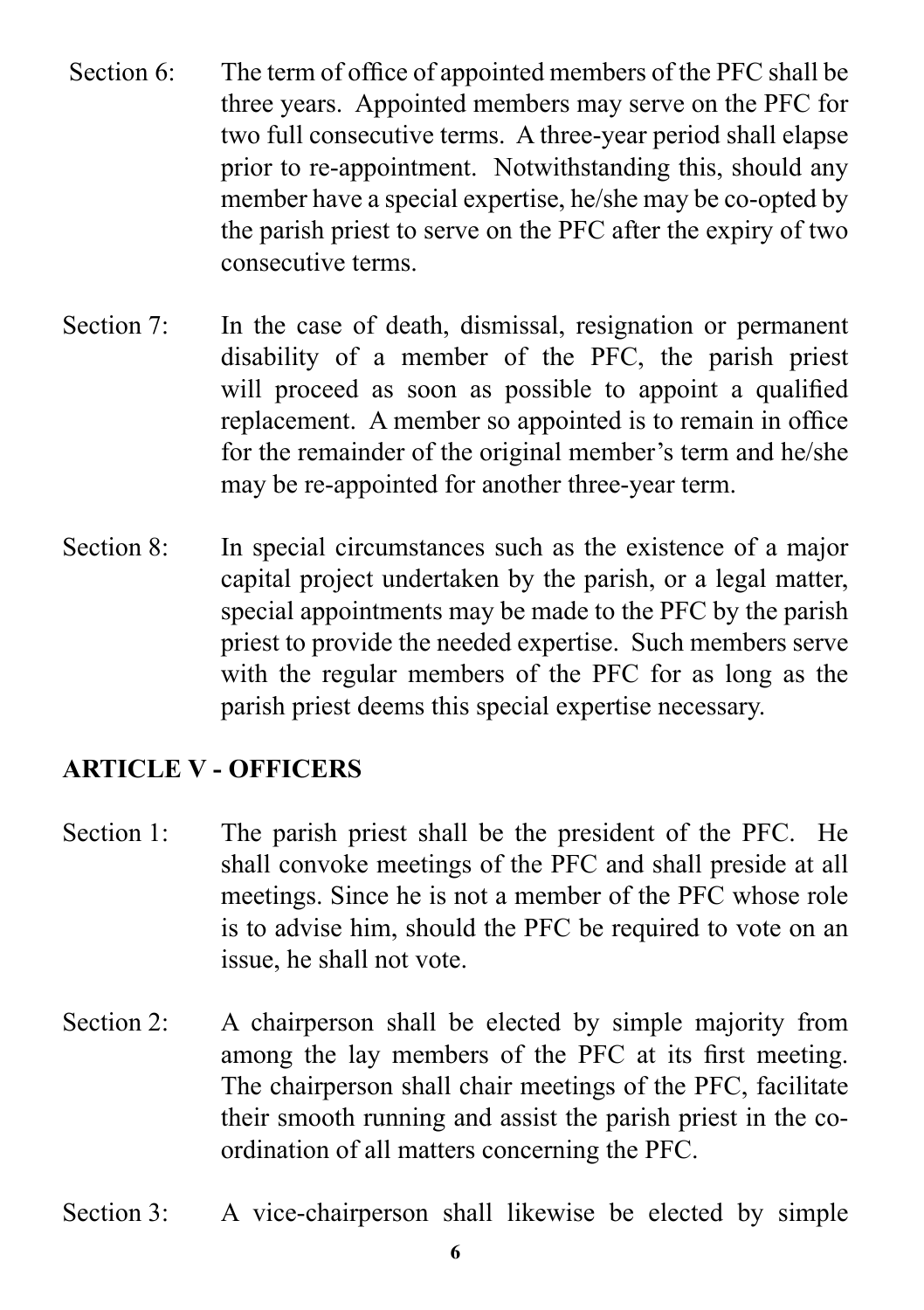Section 6: The term of office of appointed members of the PFC shall be three years. Appointed members may serve on the PFC for two full consecutive terms. A three-year period shall elapse prior to re-appointment. Notwithstanding this, should any member have a special expertise, he/she may be co-opted by the parish priest to serve on the PFC after the expiry of two consecutive terms.

Section 7: In the case of death, dismissal, resignation or permanent disability of a member of the PFC, the parish priest will proceed as soon as possible to appoint a qualified replacement. A member so appointed is to remain in office for the remainder of the original member's term and he/she may be re-appointed for another three-year term.

Section 8: In special circumstances such as the existence of a major capital project undertaken by the parish, or a legal matter, special appointments may be made to the PFC by the parish priest to provide the needed expertise. Such members serve with the regular members of the PFC for as long as the parish priest deems this special expertise necessary.

## ARTICLE V - OFFICERS

Section 1: The parish priest shall be the president of the PFC. He shall convoke meetings of the PFC and shall preside at all meetings. Since he is not a member of the PFC whose role is to advise him, should the PFC be required to vote on an issue, he shall not vote.

Section 2: A chairperson shall be elected by simple majority from among the lay members of the PFC at its first meeting. The chairperson shall chair meetings of the PFC, facilitate their smooth running and assist the parish priest in the co-ordination of all matters concerning the PFC.

Section 3: A vice-chairperson shall likewise be elected by simple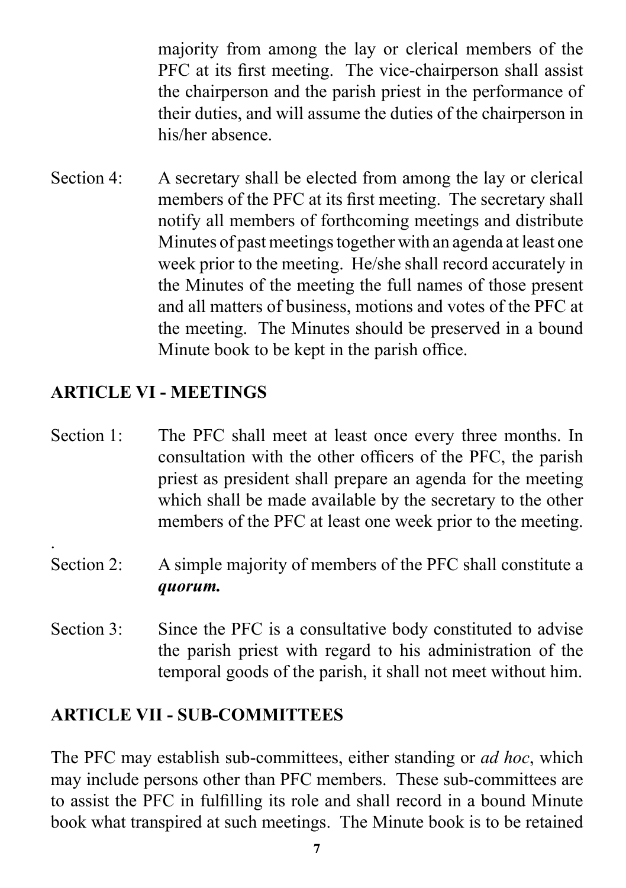majority from among the lay or clerical members of the PFC at its first meeting. The vice-chairperson shall assist the chairperson and the parish priest in the performance of their duties, and will assume the duties of the chairperson in his/her absence.

Section 4: A secretary shall be elected from among the lay or clerical members of the PFC at its first meeting. The secretary shall notify all members of forthcoming meetings and distribute Minutes of past meetings together with an agenda at least one week prior to the meeting. He/she shall record accurately in the Minutes of the meeting the full names of those present and all matters of business, motions and votes of the PFC at the meeting. The Minutes should be preserved in a bound Minute book to be kept in the parish office.

## ARTICLE VI - MEETINGS

Section 1: The PFC shall meet at least once every three months. In consultation with the other officers of the PFC, the parish priest as president shall prepare an agenda for the meeting which shall be made available by the secretary to the other members of the PFC at least one week prior to the meeting.

Section 2: A simple majority of members of the PFC shall constitute a ***quorum.***

Section 3: Since the PFC is a consultative body constituted to advise the parish priest with regard to his administration of the temporal goods of the parish, it shall not meet without him.

## ARTICLE VII - SUB-COMMITTEES

The PFC may establish sub-committees, either standing or *ad hoc*, which may include persons other than PFC members. These sub-committees are to assist the PFC in fulfilling its role and shall record in a bound Minute book what transpired at such meetings. The Minute book is to be retained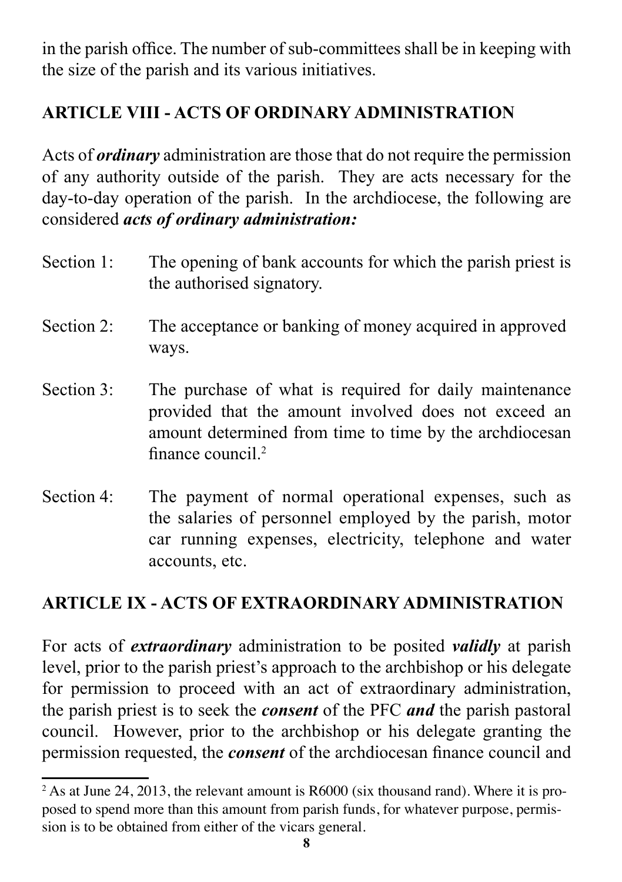in the parish office. The number of sub-committees shall be in keeping with the size of the parish and its various initiatives.

## ARTICLE VIII - ACTS OF ORDINARY ADMINISTRATION

Acts of ***ordinary*** administration are those that do not require the permission of any authority outside of the parish. They are acts necessary for the day-to-day operation of the parish. In the archdiocese, the following are considered ***acts of ordinary administration:***

Section 1: The opening of bank accounts for which the parish priest is the authorised signatory.

Section 2: The acceptance or banking of money acquired in approved ways.

Section 3: The purchase of what is required for daily maintenance provided that the amount involved does not exceed an amount determined from time to time by the archdiocesan finance council.[2]

Section 4: The payment of normal operational expenses, such as the salaries of personnel employed by the parish, motor car running expenses, electricity, telephone and water accounts, etc.

## ARTICLE IX - ACTS OF EXTRAORDINARY ADMINISTRATION

For acts of ***extraordinary*** administration to be posited ***validly*** at parish level, prior to the parish priest's approach to the archbishop or his delegate for permission to proceed with an act of extraordinary administration, the parish priest is to seek the ***consent*** of the PFC ***and*** the parish pastoral council. However, prior to the archbishop or his delegate granting the permission requested, the ***consent*** of the archdiocesan finance council and

---

[2] As at June 24, 2013, the relevant amount is R6000 (six thousand rand). Where it is proposed to spend more than this amount from parish funds, for whatever purpose, permission is to be obtained from either of the vicars general.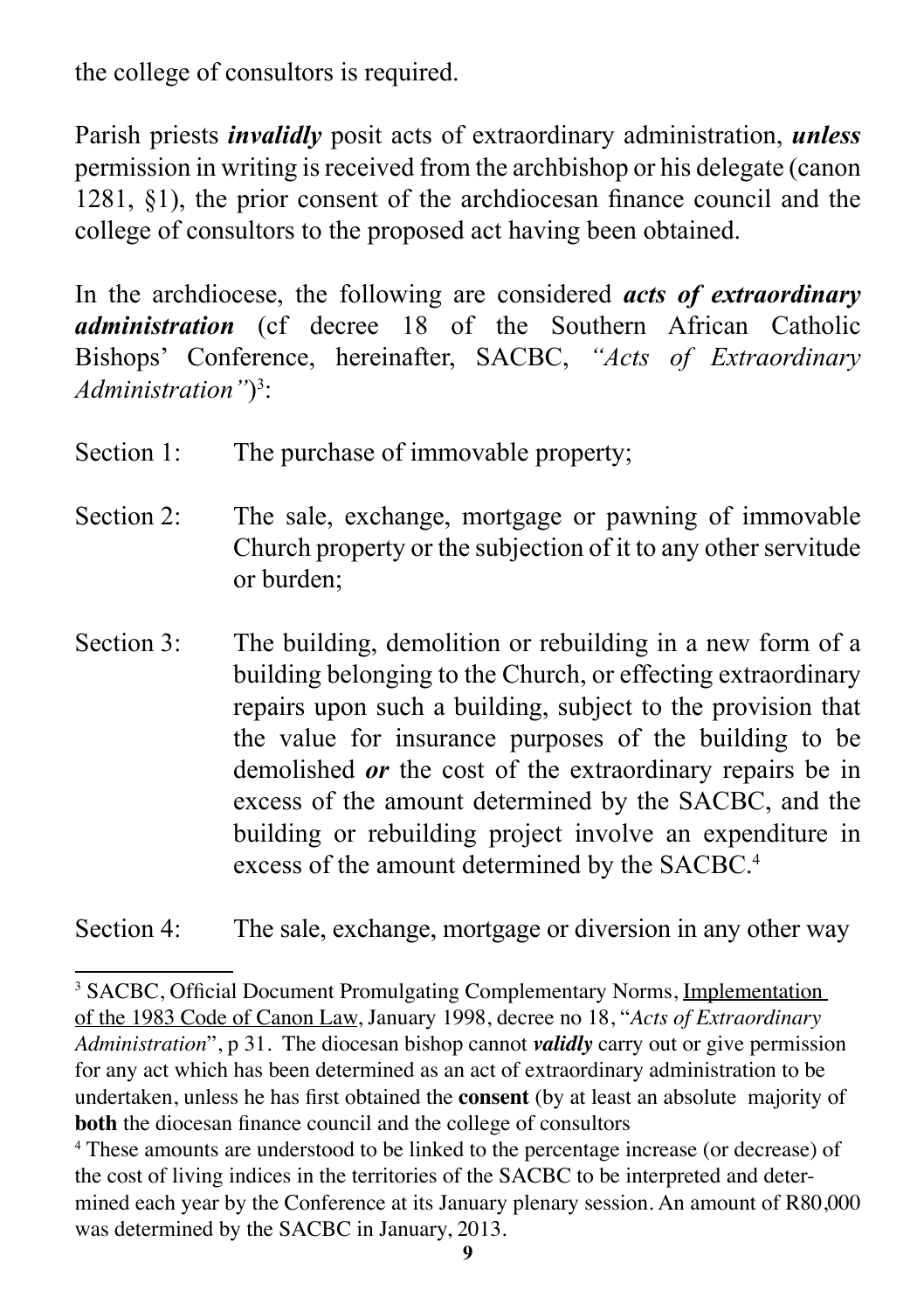the college of consultors is required.

Parish priests ***invalidly*** posit acts of extraordinary administration, ***unless*** permission in writing is received from the archbishop or his delegate (canon 1281, §1), the prior consent of the archdiocesan finance council and the college of consultors to the proposed act having been obtained.

In the archdiocese, the following are considered ***acts of extraordinary administration*** (cf decree 18 of the Southern African Catholic Bishops' Conference, hereinafter, SACBC, *"Acts of Extraordinary Administration"*)[3]:

Section 1: The purchase of immovable property;

Section 2: The sale, exchange, mortgage or pawning of immovable Church property or the subjection of it to any other servitude or burden;

Section 3: The building, demolition or rebuilding in a new form of a building belonging to the Church, or effecting extraordinary repairs upon such a building, subject to the provision that the value for insurance purposes of the building to be demolished ***or*** the cost of the extraordinary repairs be in excess of the amount determined by the SACBC, and the building or rebuilding project involve an expenditure in excess of the amount determined by the SACBC.[4]

Section 4: The sale, exchange, mortgage or diversion in any other way

---

[3] SACBC, Official Document Promulgating Complementary Norms, Implementation of the 1983 Code of Canon Law, January 1998, decree no 18, "*Acts of Extraordinary Administration*", p 31. The diocesan bishop cannot ***validly*** carry out or give permission for any act which has been determined as an act of extraordinary administration to be undertaken, unless he has first obtained the **consent** (by at least an absolute majority of **both** the diocesan finance council and the college of consultors

[4] These amounts are understood to be linked to the percentage increase (or decrease) of the cost of living indices in the territories of the SACBC to be interpreted and determined each year by the Conference at its January plenary session. An amount of R80,000 was determined by the SACBC in January, 2013.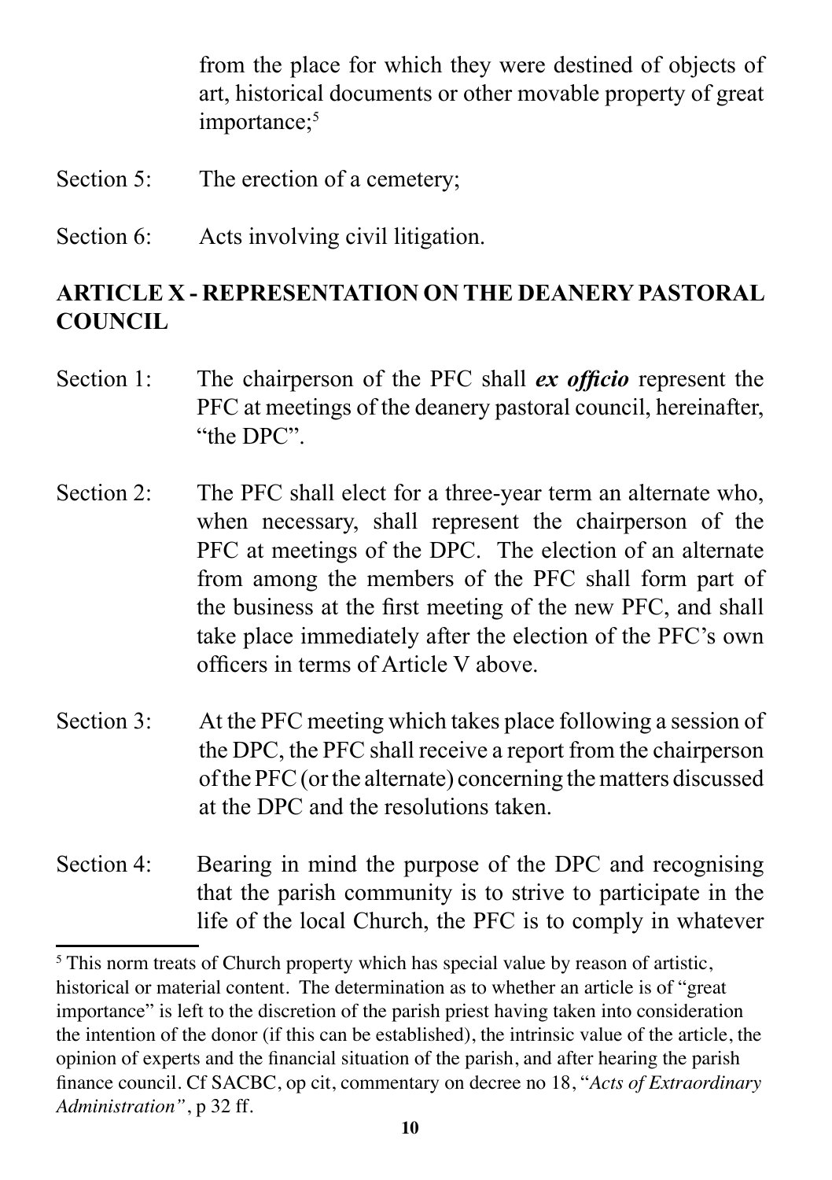from the place for which they were destined of objects of art, historical documents or other movable property of great importance;[5]

Section 5: The erection of a cemetery;

Section 6: Acts involving civil litigation.

## ARTICLE X - REPRESENTATION ON THE DEANERY PASTORAL COUNCIL

Section 1: The chairperson of the PFC shall ***ex officio*** represent the PFC at meetings of the deanery pastoral council, hereinafter, "the DPC".

Section 2: The PFC shall elect for a three-year term an alternate who, when necessary, shall represent the chairperson of the PFC at meetings of the DPC. The election of an alternate from among the members of the PFC shall form part of the business at the first meeting of the new PFC, and shall take place immediately after the election of the PFC's own officers in terms of Article V above.

Section 3: At the PFC meeting which takes place following a session of the DPC, the PFC shall receive a report from the chairperson of the PFC (or the alternate) concerning the matters discussed at the DPC and the resolutions taken.

Section 4: Bearing in mind the purpose of the DPC and recognising that the parish community is to strive to participate in the life of the local Church, the PFC is to comply in whatever

---

[5] This norm treats of Church property which has special value by reason of artistic, historical or material content. The determination as to whether an article is of "great importance" is left to the discretion of the parish priest having taken into consideration the intention of the donor (if this can be established), the intrinsic value of the article, the opinion of experts and the financial situation of the parish, and after hearing the parish finance council. Cf SACBC, op cit, commentary on decree no 18, "*Acts of Extraordinary Administration"*, p 32 ff.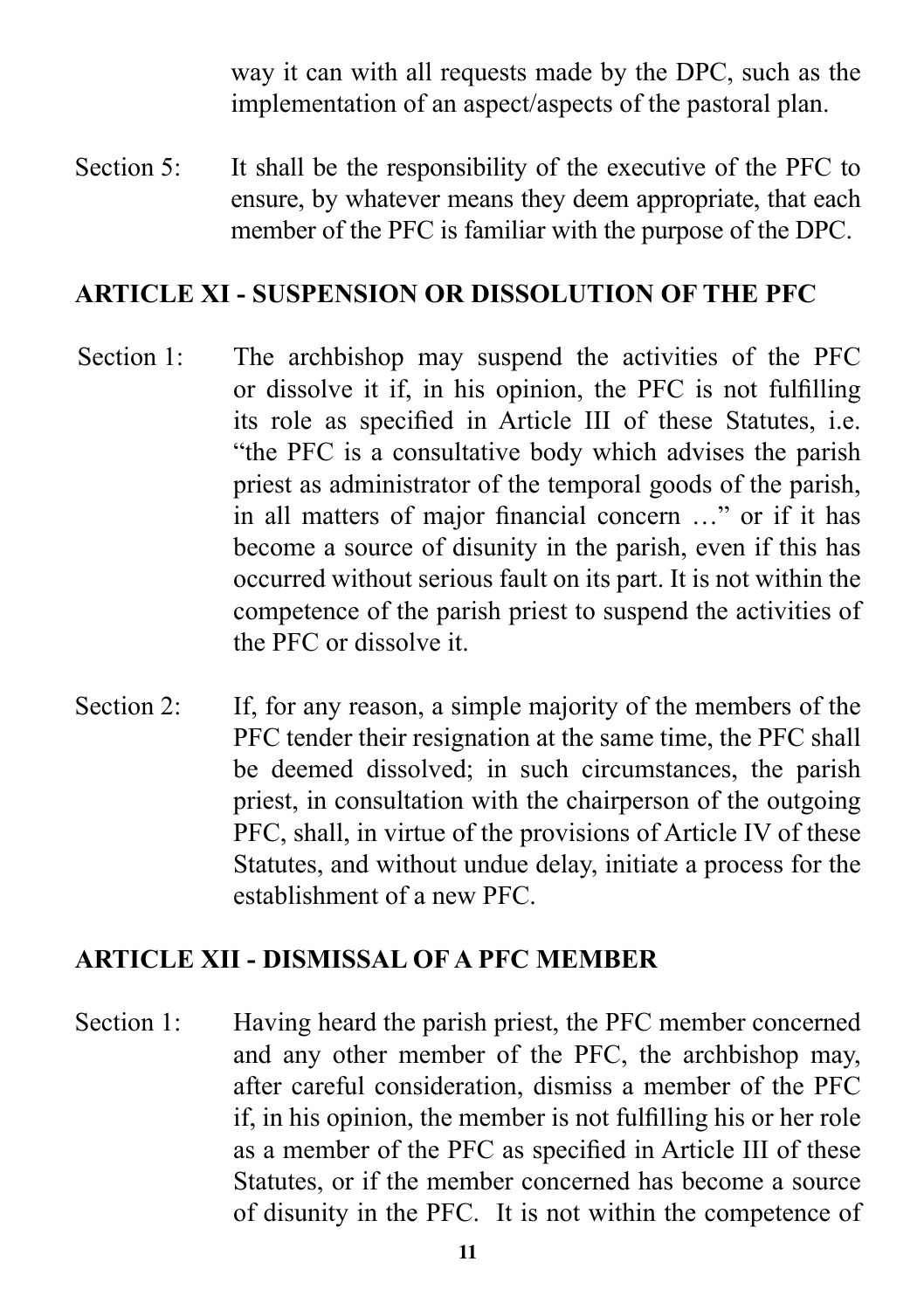way it can with all requests made by the DPC, such as the implementation of an aspect/aspects of the pastoral plan.

Section 5: It shall be the responsibility of the executive of the PFC to ensure, by whatever means they deem appropriate, that each member of the PFC is familiar with the purpose of the DPC.

## ARTICLE XI - SUSPENSION OR DISSOLUTION OF THE PFC

Section 1: The archbishop may suspend the activities of the PFC or dissolve it if, in his opinion, the PFC is not fulfilling its role as specified in Article III of these Statutes, i.e. "the PFC is a consultative body which advises the parish priest as administrator of the temporal goods of the parish, in all matters of major financial concern …" or if it has become a source of disunity in the parish, even if this has occurred without serious fault on its part. It is not within the competence of the parish priest to suspend the activities of the PFC or dissolve it.

Section 2: If, for any reason, a simple majority of the members of the PFC tender their resignation at the same time, the PFC shall be deemed dissolved; in such circumstances, the parish priest, in consultation with the chairperson of the outgoing PFC, shall, in virtue of the provisions of Article IV of these Statutes, and without undue delay, initiate a process for the establishment of a new PFC.

## ARTICLE XII - DISMISSAL OF A PFC MEMBER

Section 1: Having heard the parish priest, the PFC member concerned and any other member of the PFC, the archbishop may, after careful consideration, dismiss a member of the PFC if, in his opinion, the member is not fulfilling his or her role as a member of the PFC as specified in Article III of these Statutes, or if the member concerned has become a source of disunity in the PFC. It is not within the competence of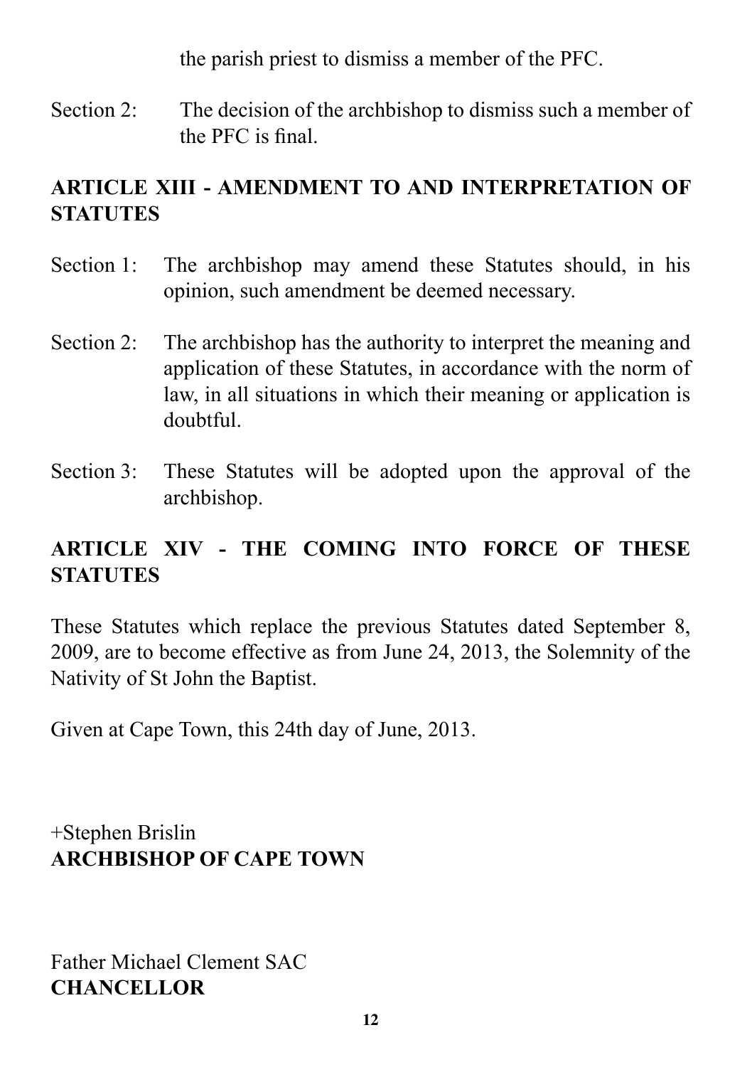the parish priest to dismiss a member of the PFC.

Section 2: The decision of the archbishop to dismiss such a member of the PFC is final.

## ARTICLE XIII - AMENDMENT TO AND INTERPRETATION OF STATUTES

Section 1: The archbishop may amend these Statutes should, in his opinion, such amendment be deemed necessary.

Section 2: The archbishop has the authority to interpret the meaning and application of these Statutes, in accordance with the norm of law, in all situations in which their meaning or application is doubtful.

Section 3: These Statutes will be adopted upon the approval of the archbishop.

## ARTICLE XIV - THE COMING INTO FORCE OF THESE STATUTES

These Statutes which replace the previous Statutes dated September 8, 2009, are to become effective as from June 24, 2013, the Solemnity of the Nativity of St John the Baptist.

Given at Cape Town, this 24th day of June, 2013.

+Stephen Brislin
**ARCHBISHOP OF CAPE TOWN**

Father Michael Clement SAC
**CHANCELLOR**